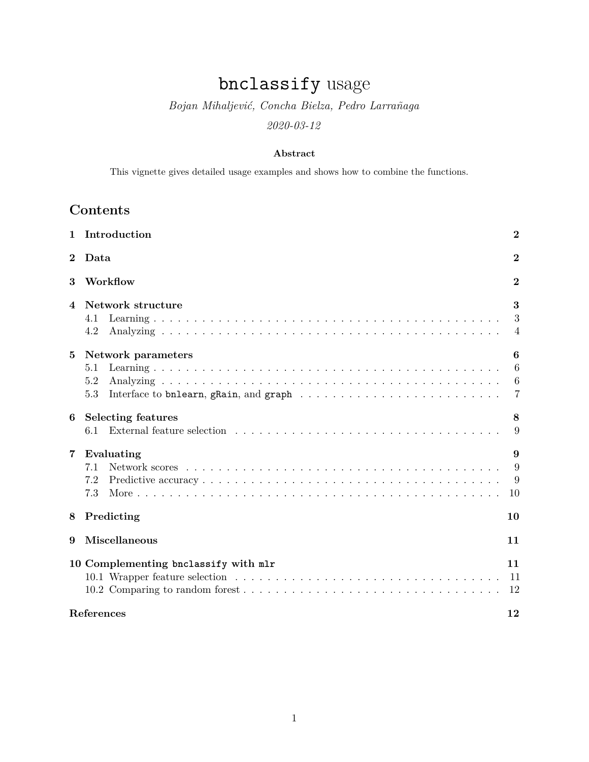# `bnclassify` usage

*Bojan Mihaljević, Concha Bielza, Pedro Larrañaga*

*2020-03-12*

**Abstract**

This vignette gives detailed usage examples and shows how to combine the functions.

## Contents

- **1 Introduction** — 2
- **2 Data** — 2
- **3 Workflow** — 2
- **4 Network structure** — 3
  - 4.1 Learning — 3
  - 4.2 Analyzing — 4
- **5 Network parameters** — 6
  - 5.1 Learning — 6
  - 5.2 Analyzing — 6
  - 5.3 Interface to `bnlearn`, `gRain`, and `graph` — 7
- **6 Selecting features** — 8
  - 6.1 External feature selection — 9
- **7 Evaluating** — 9
  - 7.1 Network scores — 9
  - 7.2 Predictive accuracy — 9
  - 7.3 More — 10
- **8 Predicting** — 10
- **9 Miscellaneous** — 11
- **10 Complementing `bnclassify` with `mlr`** — 11
  - 10.1 Wrapper feature selection — 11
  - 10.2 Comparing to random forest — 12
- **References** — 12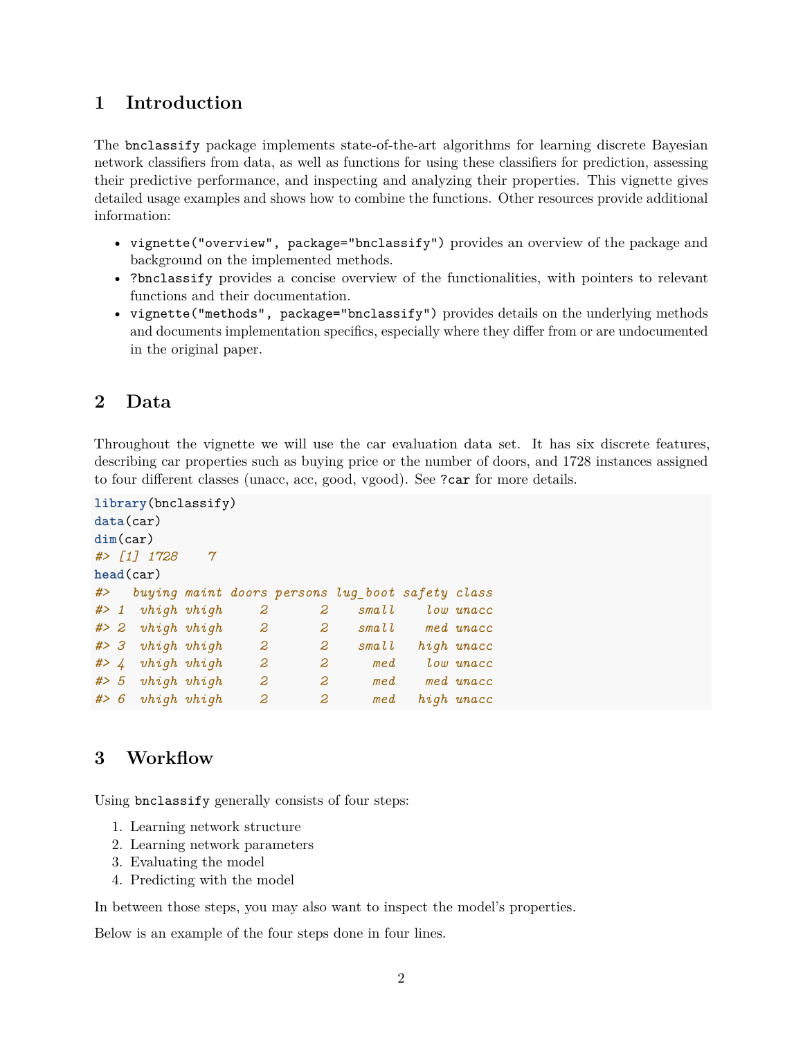# 1 Introduction

The `bnclassify` package implements state-of-the-art algorithms for learning discrete Bayesian network classifiers from data, as well as functions for using these classifiers for prediction, assessing their predictive performance, and inspecting and analyzing their properties. This vignette gives detailed usage examples and shows how to combine the functions. Other resources provide additional information:

- `vignette("overview", package="bnclassify")` provides an overview of the package and background on the implemented methods.
- `?bnclassify` provides a concise overview of the functionalities, with pointers to relevant functions and their documentation.
- `vignette("methods", package="bnclassify")` provides details on the underlying methods and documents implementation specifics, especially where they differ from or are undocumented in the original paper.

# 2 Data

Throughout the vignette we will use the car evaluation data set. It has six discrete features, describing car properties such as buying price or the number of doors, and 1728 instances assigned to four different classes (unacc, acc, good, vgood). See `?car` for more details.

```
library(bnclassify)
data(car)
dim(car)
#> [1] 1728    7
head(car)
#>   buying maint doors persons lug_boot safety class
#> 1  vhigh vhigh     2       2    small    low unacc
#> 2  vhigh vhigh     2       2    small    med unacc
#> 3  vhigh vhigh     2       2    small   high unacc
#> 4  vhigh vhigh     2       2      med    low unacc
#> 5  vhigh vhigh     2       2      med    med unacc
#> 6  vhigh vhigh     2       2      med   high unacc
```

# 3 Workflow

Using `bnclassify` generally consists of four steps:

1. Learning network structure
2. Learning network parameters
3. Evaluating the model
4. Predicting with the model

In between those steps, you may also want to inspect the model's properties.

Below is an example of the four steps done in four lines.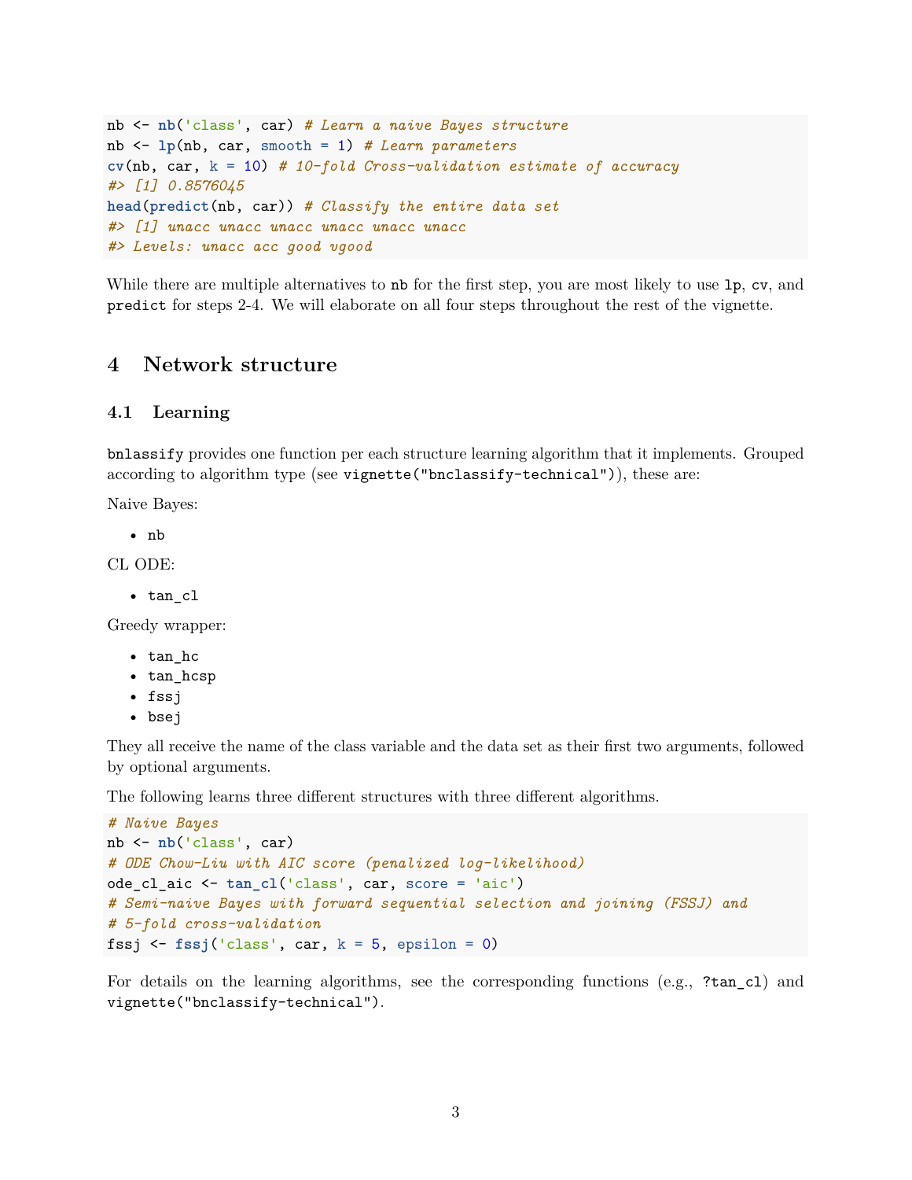```r
nb <- nb('class', car) # Learn a naive Bayes structure
nb <- lp(nb, car, smooth = 1) # Learn parameters
cv(nb, car, k = 10) # 10-fold Cross-validation estimate of accuracy
#> [1] 0.8576045
head(predict(nb, car)) # Classify the entire data set
#> [1] unacc unacc unacc unacc unacc unacc
#> Levels: unacc acc good vgood
```

While there are multiple alternatives to `nb` for the first step, you are most likely to use `lp`, `cv`, and `predict` for steps 2-4. We will elaborate on all four steps throughout the rest of the vignette.

# 4 Network structure

## 4.1 Learning

`bnlassify` provides one function per each structure learning algorithm that it implements. Grouped according to algorithm type (see `vignette("bnclassify-technical")`), these are:

Naive Bayes:

- `nb`

CL ODE:

- `tan_cl`

Greedy wrapper:

- `tan_hc`
- `tan_hcsp`
- `fssj`
- `bsej`

They all receive the name of the class variable and the data set as their first two arguments, followed by optional arguments.

The following learns three different structures with three different algorithms.

```r
# Naive Bayes
nb <- nb('class', car)
# ODE Chow-Liu with AIC score (penalized log-likelihood)
ode_cl_aic <- tan_cl('class', car, score = 'aic')
# Semi-naive Bayes with forward sequential selection and joining (FSSJ) and
# 5-fold cross-validation
fssj <- fssj('class', car, k = 5, epsilon = 0)
```

For details on the learning algorithms, see the corresponding functions (e.g., `?tan_cl`) and `vignette("bnclassify-technical")`.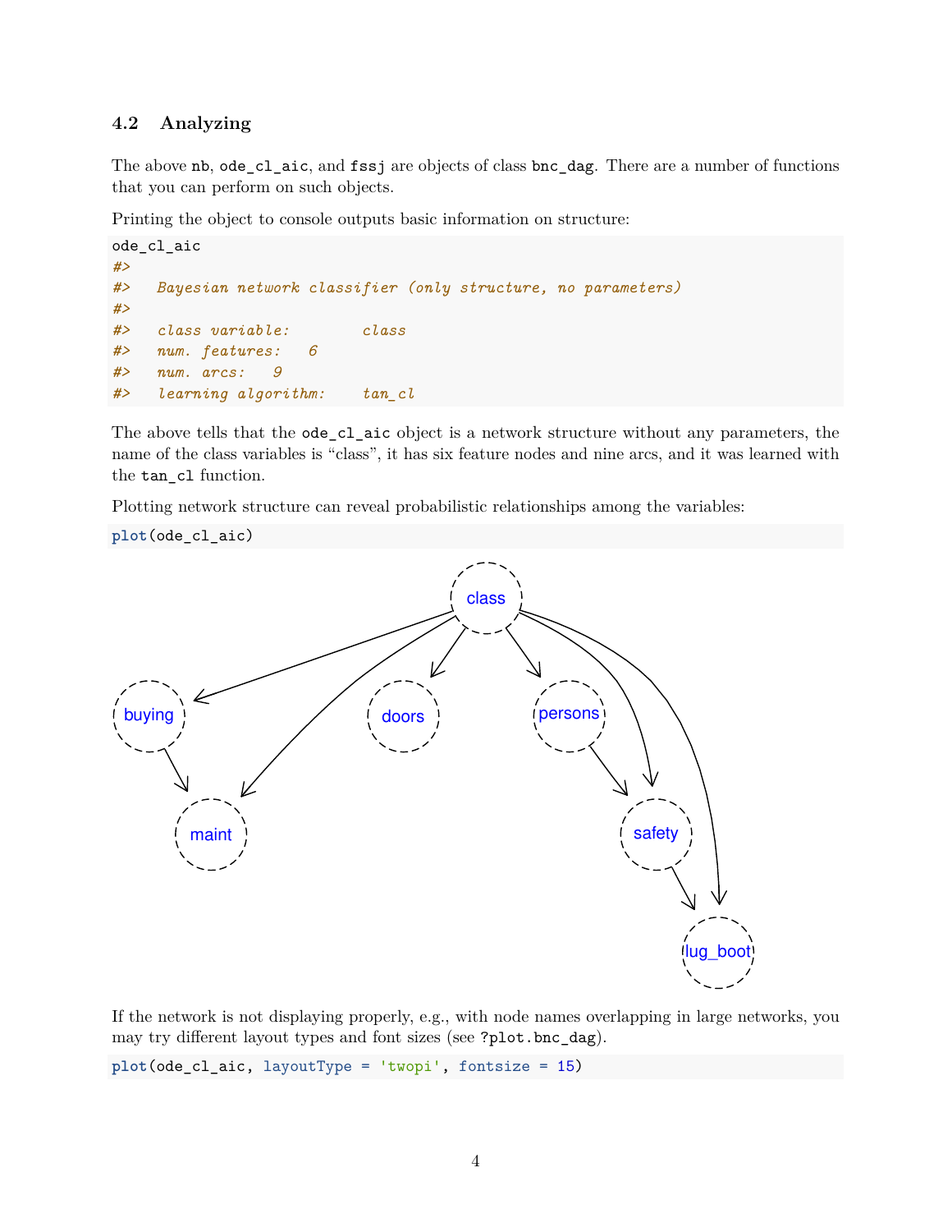### 4.2 Analyzing

The above `nb`, `ode_cl_aic`, and `fssj` are objects of class `bnc_dag`. There are a number of functions that you can perform on such objects.

Printing the object to console outputs basic information on structure:

```
ode_cl_aic
#>
#>   Bayesian network classifier (only structure, no parameters)
#>
#>   class variable:        class
#>   num. features:   6
#>   num. arcs:   9
#>   learning algorithm:    tan_cl
```

The above tells that the `ode_cl_aic` object is a network structure without any parameters, the name of the class variables is "class", it has six feature nodes and nine arcs, and it was learned with the `tan_cl` function.

Plotting network structure can reveal probabilistic relationships among the variables:

```
plot(ode_cl_aic)
```

If the network is not displaying properly, e.g., with node names overlapping in large networks, you may try different layout types and font sizes (see `?plot.bnc_dag`).

```
plot(ode_cl_aic, layoutType = 'twopi', fontsize = 15)
```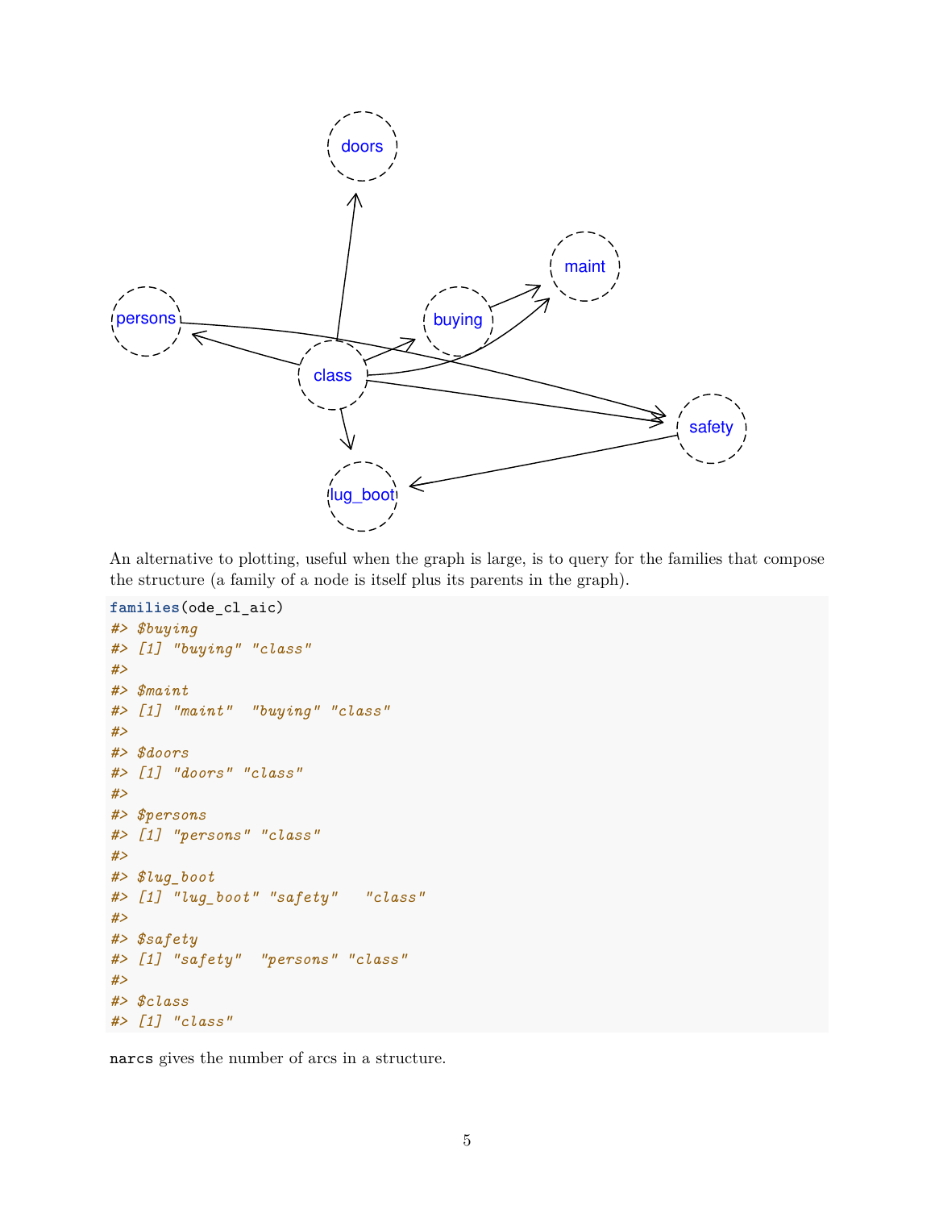An alternative to plotting, useful when the graph is large, is to query for the families that compose the structure (a family of a node is itself plus its parents in the graph).

```
families(ode_cl_aic)
#> $buying
#> [1] "buying" "class"
#> 
#> $maint
#> [1] "maint"  "buying" "class"
#> 
#> $doors
#> [1] "doors" "class"
#> 
#> $persons
#> [1] "persons" "class"
#> 
#> $lug_boot
#> [1] "lug_boot" "safety"   "class"
#> 
#> $safety
#> [1] "safety"  "persons" "class"
#> 
#> $class
#> [1] "class"
```

`narcs` gives the number of arcs in a structure.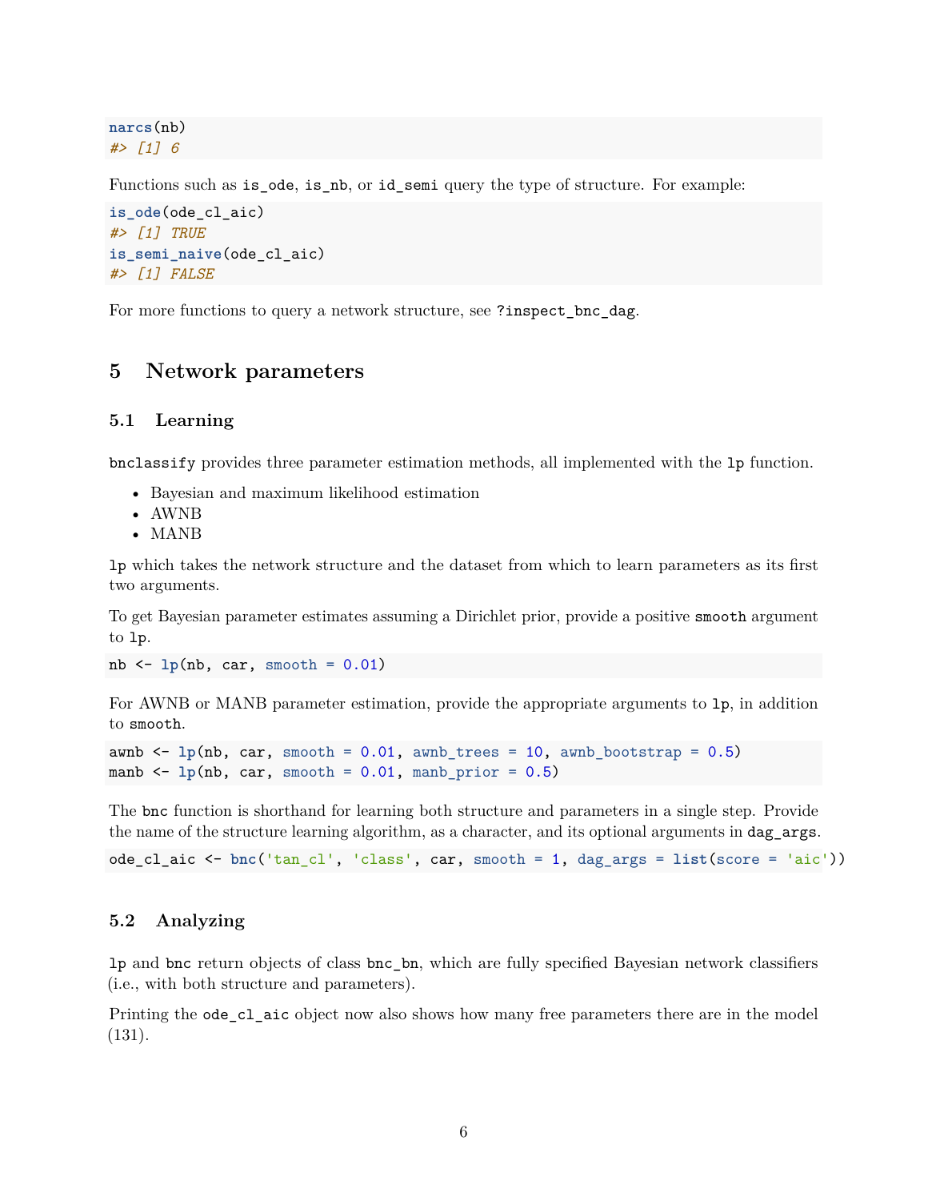```r
narcs(nb)
#> [1] 6
```

Functions such as `is_ode`, `is_nb`, or `id_semi` query the type of structure. For example:

```r
is_ode(ode_cl_aic)
#> [1] TRUE
is_semi_naive(ode_cl_aic)
#> [1] FALSE
```

For more functions to query a network structure, see `?inspect_bnc_dag`.

## 5 Network parameters

### 5.1 Learning

`bnclassify` provides three parameter estimation methods, all implemented with the `lp` function.

- Bayesian and maximum likelihood estimation
- AWNB
- MANB

`lp` which takes the network structure and the dataset from which to learn parameters as its first two arguments.

To get Bayesian parameter estimates assuming a Dirichlet prior, provide a positive `smooth` argument to `lp`.

```r
nb <- lp(nb, car, smooth = 0.01)
```

For AWNB or MANB parameter estimation, provide the appropriate arguments to `lp`, in addition to `smooth`.

```r
awnb <- lp(nb, car, smooth = 0.01, awnb_trees = 10, awnb_bootstrap = 0.5)
manb <- lp(nb, car, smooth = 0.01, manb_prior = 0.5)
```

The `bnc` function is shorthand for learning both structure and parameters in a single step. Provide the name of the structure learning algorithm, as a character, and its optional arguments in `dag_args`.

```r
ode_cl_aic <- bnc('tan_cl', 'class', car, smooth = 1, dag_args = list(score = 'aic'))
```

### 5.2 Analyzing

`lp` and `bnc` return objects of class `bnc_bn`, which are fully specified Bayesian network classifiers (i.e., with both structure and parameters).

Printing the `ode_cl_aic` object now also shows how many free parameters there are in the model (131).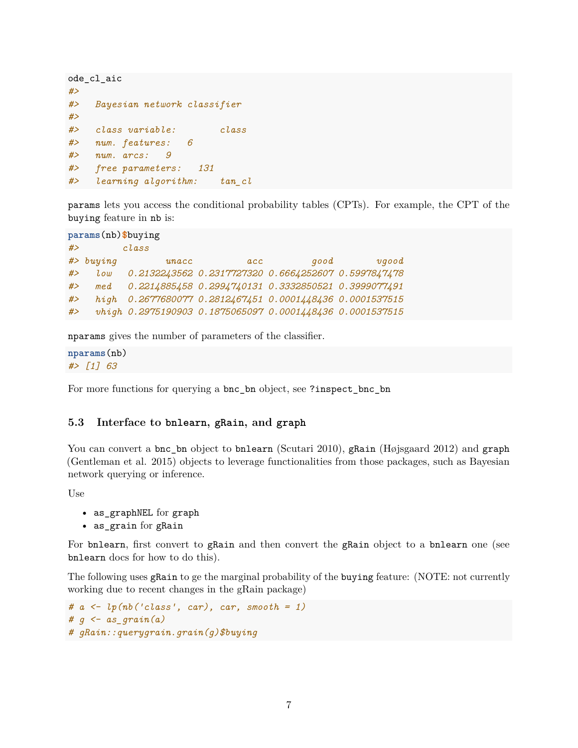```
ode_cl_aic
#> 
#>   Bayesian network classifier
#> 
#>   class variable:        class 
#>   num. features:   6 
#>   num. arcs:   9 
#>   free parameters:   131 
#>   learning algorithm:    tan_cl
```

`params` lets you access the conditional probability tables (CPTs). For example, the CPT of the `buying` feature in `nb` is:

```
params(nb)$buying
#>        class
#> buying         unacc          acc         good        vgood
#>   low   0.2132243562 0.2317727320 0.6664252607 0.5997847478
#>   med   0.2214885458 0.2994740131 0.3332850521 0.3999077491
#>   high  0.2677680077 0.2812467451 0.0001448436 0.0001537515
#>   vhigh 0.2975190903 0.1875065097 0.0001448436 0.0001537515
```

`nparams` gives the number of parameters of the classifier.

```
nparams(nb)
#> [1] 63
```

For more functions for querying a `bnc_bn` object, see `?inspect_bnc_bn`

### 5.3 Interface to bnlearn, gRain, and graph

You can convert a `bnc_bn` object to `bnlearn` (Scutari 2010), `gRain` (Højsgaard 2012) and `graph` (Gentleman et al. 2015) objects to leverage functionalities from those packages, such as Bayesian network querying or inference.

Use

- `as_graphNEL` for `graph`
- `as_grain` for `gRain`

For `bnlearn`, first convert to `gRain` and then convert the `gRain` object to a `bnlearn` one (see `bnlearn` docs for how to do this).

The following uses `gRain` to ge the marginal probability of the `buying` feature: (NOTE: not currently working due to recent changes in the gRain package)

```
# a <- lp(nb('class', car), car, smooth = 1)
# g <- as_grain(a)
# gRain::querygrain.grain(g)$buying
```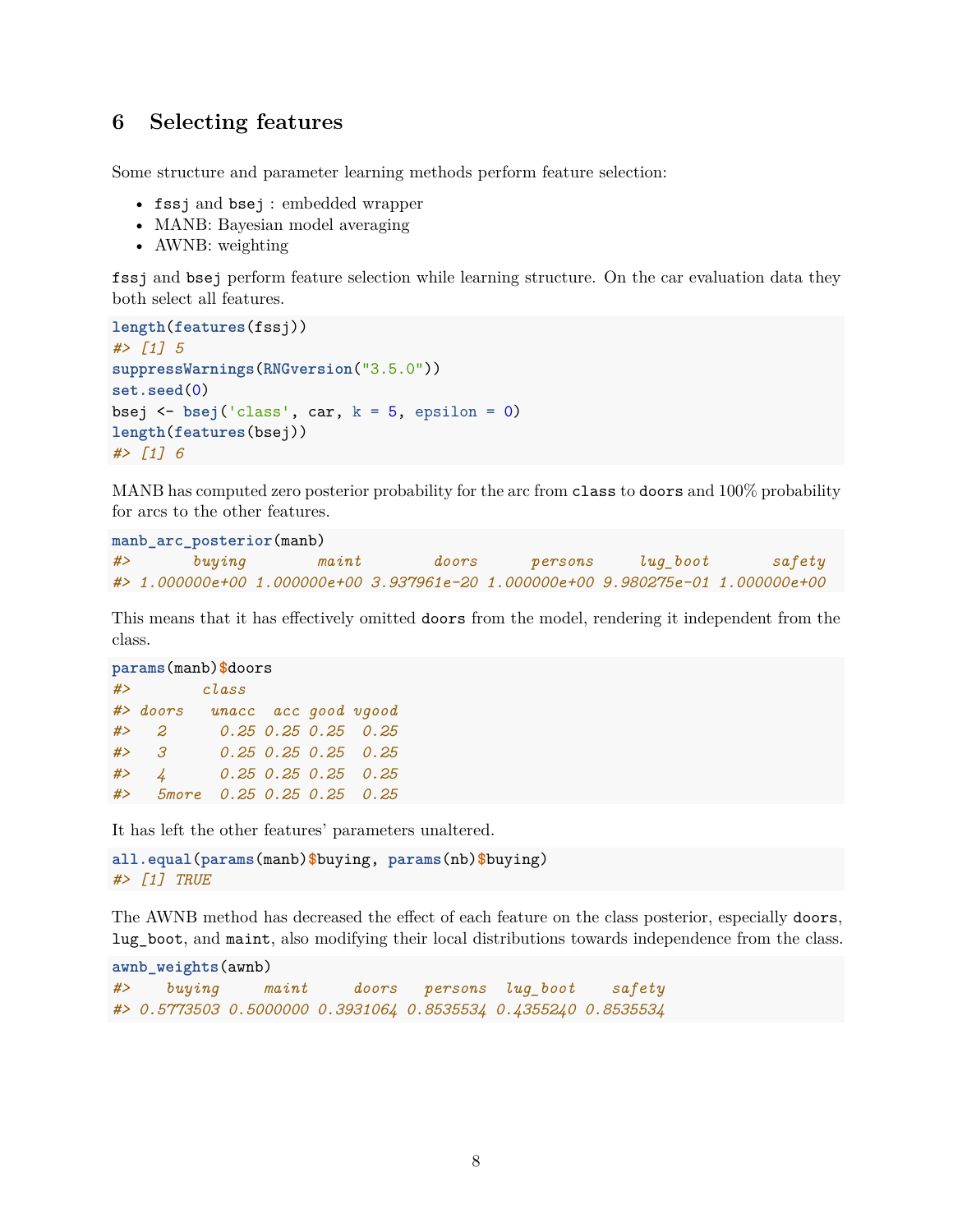# 6 Selecting features

Some structure and parameter learning methods perform feature selection:

- `fssj` and `bsej` : embedded wrapper
- MANB: Bayesian model averaging
- AWNB: weighting

`fssj` and `bsej` perform feature selection while learning structure. On the car evaluation data they both select all features.

```
length(features(fssj))
#> [1] 5
suppressWarnings(RNGversion("3.5.0"))
set.seed(0)
bsej <- bsej('class', car, k = 5, epsilon = 0)
length(features(bsej))
#> [1] 6
```

MANB has computed zero posterior probability for the arc from `class` to `doors` and 100% probability for arcs to the other features.

```
manb_arc_posterior(manb)
#>       buying        maint        doors      persons     lug_boot       safety
#> 1.000000e+00 1.000000e+00 3.937961e-20 1.000000e+00 9.980275e-01 1.000000e+00
```

This means that it has effectively omitted `doors` from the model, rendering it independent from the class.

```
params(manb)$doors
#>        class
#> doors   unacc  acc good vgood
#>   2      0.25 0.25 0.25  0.25
#>   3      0.25 0.25 0.25  0.25
#>   4      0.25 0.25 0.25  0.25
#>   5more  0.25 0.25 0.25  0.25
```

It has left the other features' parameters unaltered.

```
all.equal(params(manb)$buying, params(nb)$buying)
#> [1] TRUE
```

The AWNB method has decreased the effect of each feature on the class posterior, especially `doors`, `lug_boot`, and `maint`, also modifying their local distributions towards independence from the class.

```
awnb_weights(awnb)
#>    buying     maint     doors   persons  lug_boot    safety
#> 0.5773503 0.5000000 0.3931064 0.8535534 0.4355240 0.8535534
```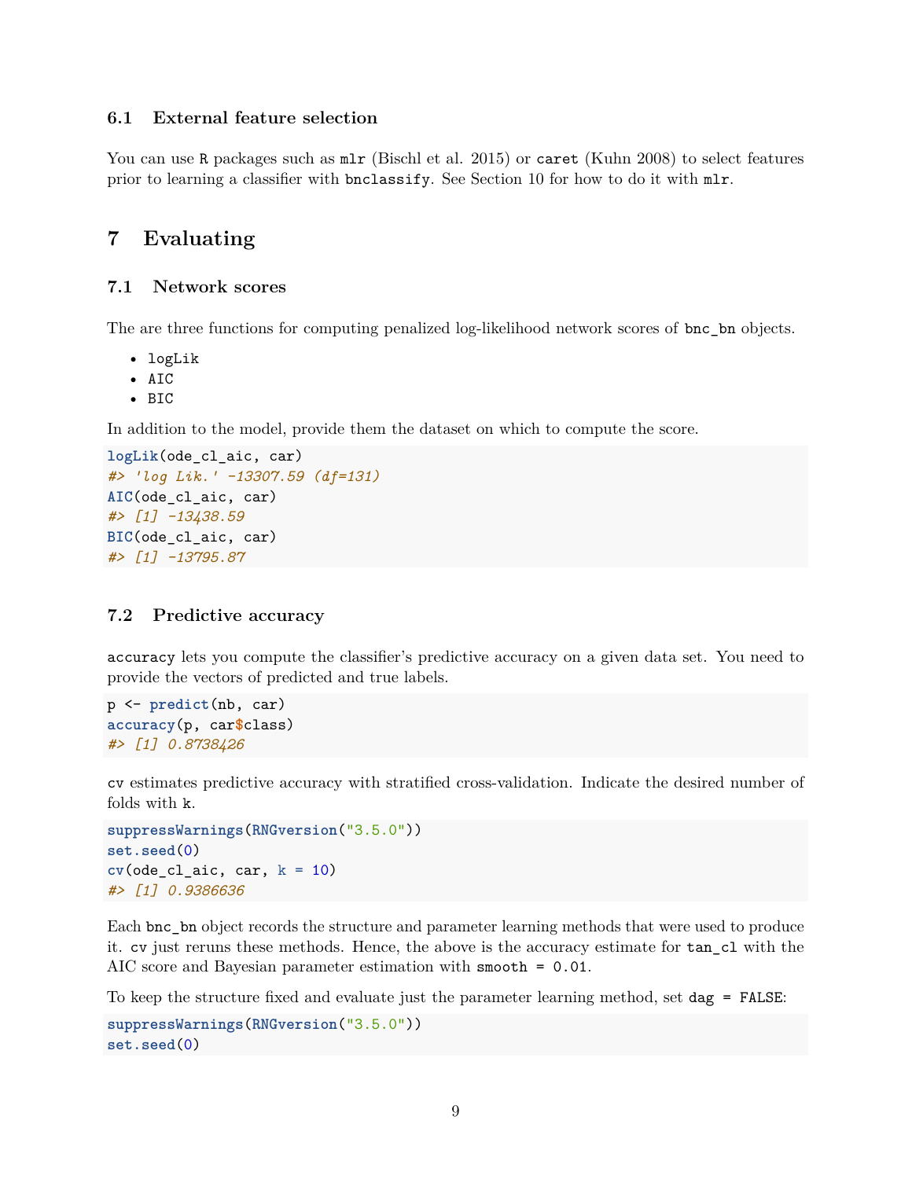### 6.1 External feature selection

You can use R packages such as mlr (Bischl et al. 2015) or caret (Kuhn 2008) to select features prior to learning a classifier with bnclassify. See Section 10 for how to do it with mlr.

## 7 Evaluating

### 7.1 Network scores

The are three functions for computing penalized log-likelihood network scores of bnc_bn objects.

- logLik
- AIC
- BIC

In addition to the model, provide them the dataset on which to compute the score.

```
logLik(ode_cl_aic, car)
#> 'log Lik.' -13307.59 (df=131)
AIC(ode_cl_aic, car)
#> [1] -13438.59
BIC(ode_cl_aic, car)
#> [1] -13795.87
```

### 7.2 Predictive accuracy

accuracy lets you compute the classifier's predictive accuracy on a given data set. You need to provide the vectors of predicted and true labels.

```
p <- predict(nb, car)
accuracy(p, car$class)
#> [1] 0.8738426
```

cv estimates predictive accuracy with stratified cross-validation. Indicate the desired number of folds with k.

```
suppressWarnings(RNGversion("3.5.0"))
set.seed(0)
cv(ode_cl_aic, car, k = 10)
#> [1] 0.9386636
```

Each bnc_bn object records the structure and parameter learning methods that were used to produce it. cv just reruns these methods. Hence, the above is the accuracy estimate for tan_cl with the AIC score and Bayesian parameter estimation with smooth = 0.01.

To keep the structure fixed and evaluate just the parameter learning method, set dag = FALSE:

```
suppressWarnings(RNGversion("3.5.0"))
set.seed(0)
```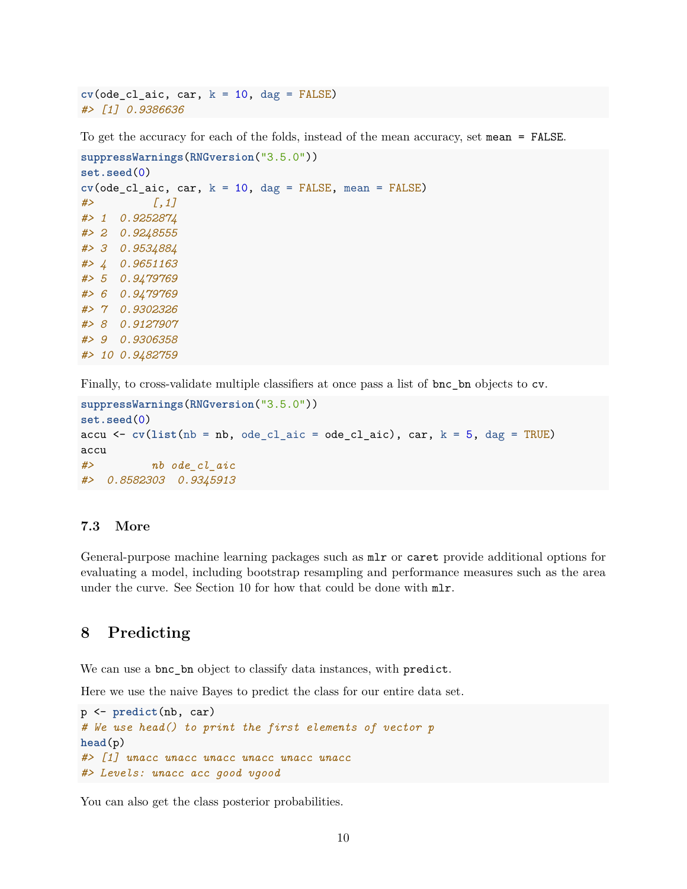```r
cv(ode_cl_aic, car, k = 10, dag = FALSE)
#> [1] 0.9386636
```

To get the accuracy for each of the folds, instead of the mean accuracy, set `mean = FALSE`.

```r
suppressWarnings(RNGversion("3.5.0"))
set.seed(0)
cv(ode_cl_aic, car, k = 10, dag = FALSE, mean = FALSE)
#>         [,1]
#> 1  0.9252874
#> 2  0.9248555
#> 3  0.9534884
#> 4  0.9651163
#> 5  0.9479769
#> 6  0.9479769
#> 7  0.9302326
#> 8  0.9127907
#> 9  0.9306358
#> 10 0.9482759
```

Finally, to cross-validate multiple classifiers at once pass a list of `bnc_bn` objects to `cv`.

```r
suppressWarnings(RNGversion("3.5.0"))
set.seed(0)
accu <- cv(list(nb = nb, ode_cl_aic = ode_cl_aic), car, k = 5, dag = TRUE)
accu
#>         nb ode_cl_aic
#>  0.8582303  0.9345913
```

### 7.3 More

General-purpose machine learning packages such as `mlr` or `caret` provide additional options for evaluating a model, including bootstrap resampling and performance measures such as the area under the curve. See Section 10 for how that could be done with `mlr`.

## 8 Predicting

We can use a `bnc_bn` object to classify data instances, with `predict`.

Here we use the naive Bayes to predict the class for our entire data set.

```r
p <- predict(nb, car)
# We use head() to print the first elements of vector p
head(p)
#> [1] unacc unacc unacc unacc unacc unacc
#> Levels: unacc acc good vgood
```

You can also get the class posterior probabilities.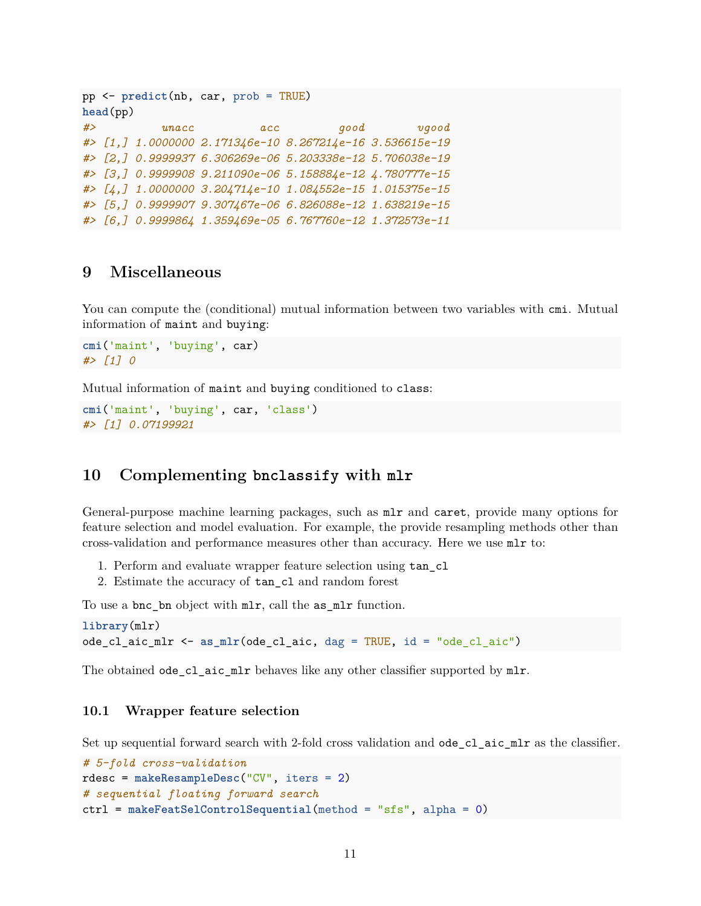```r
pp <- predict(nb, car, prob = TRUE)
head(pp)
#>          unacc          acc         good        vgood
#> [1,] 1.0000000 2.171346e-10 8.267214e-16 3.536615e-19
#> [2,] 0.9999937 6.306269e-06 5.203338e-12 5.706038e-19
#> [3,] 0.9999908 9.211090e-06 5.158884e-12 4.780777e-15
#> [4,] 1.0000000 3.204714e-10 1.084552e-15 1.015375e-15
#> [5,] 0.9999907 9.307467e-06 6.826088e-12 1.638219e-15
#> [6,] 0.9999864 1.359469e-05 6.767760e-12 1.372573e-11
```

## 9 Miscellaneous

You can compute the (conditional) mutual information between two variables with `cmi`. Mutual information of `maint` and `buying`:

```r
cmi('maint', 'buying', car)
#> [1] 0
```

Mutual information of `maint` and `buying` conditioned to `class`:

```r
cmi('maint', 'buying', car, 'class')
#> [1] 0.07199921
```

## 10 Complementing `bnclassify` with `mlr`

General-purpose machine learning packages, such as `mlr` and `caret`, provide many options for feature selection and model evaluation. For example, the provide resampling methods other than cross-validation and performance measures other than accuracy. Here we use `mlr` to:

1. Perform and evaluate wrapper feature selection using `tan_cl`
2. Estimate the accuracy of `tan_cl` and random forest

To use a `bnc_bn` object with `mlr`, call the `as_mlr` function.

```r
library(mlr)
ode_cl_aic_mlr <- as_mlr(ode_cl_aic, dag = TRUE, id = "ode_cl_aic")
```

The obtained `ode_cl_aic_mlr` behaves like any other classifier supported by `mlr`.

### 10.1 Wrapper feature selection

Set up sequential forward search with 2-fold cross validation and `ode_cl_aic_mlr` as the classifier.

```r
# 5-fold cross-validation
rdesc = makeResampleDesc("CV", iters = 2)
# sequential floating forward search
ctrl = makeFeatSelControlSequential(method = "sfs", alpha = 0)
```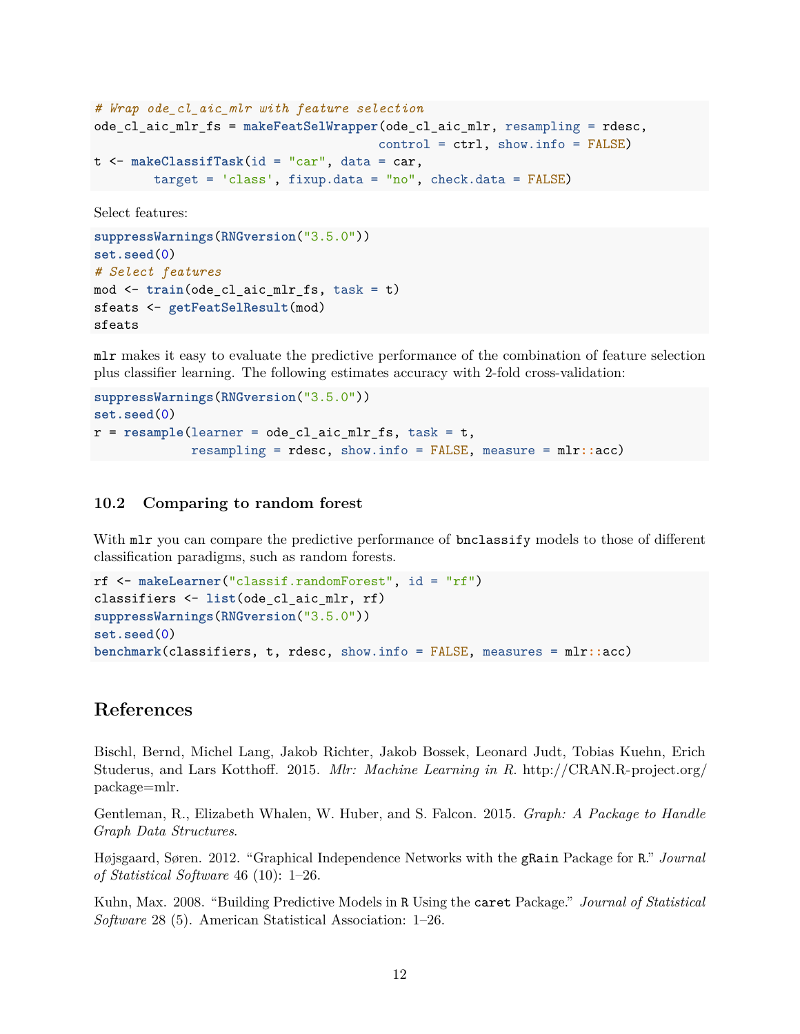```r
# Wrap ode_cl_aic_mlr with feature selection
ode_cl_aic_mlr_fs = makeFeatSelWrapper(ode_cl_aic_mlr, resampling = rdesc,
                                       control = ctrl, show.info = FALSE)
t <- makeClassifTask(id = "car", data = car,
        target = 'class', fixup.data = "no", check.data = FALSE)
```

Select features:

```r
suppressWarnings(RNGversion("3.5.0"))
set.seed(0)
# Select features
mod <- train(ode_cl_aic_mlr_fs, task = t)
sfeats <- getFeatSelResult(mod)
sfeats
```

`mlr` makes it easy to evaluate the predictive performance of the combination of feature selection plus classifier learning. The following estimates accuracy with 2-fold cross-validation:

```r
suppressWarnings(RNGversion("3.5.0"))
set.seed(0)
r = resample(learner = ode_cl_aic_mlr_fs, task = t,
             resampling = rdesc, show.info = FALSE, measure = mlr::acc)
```

### 10.2 Comparing to random forest

With `mlr` you can compare the predictive performance of `bnclassify` models to those of different classification paradigms, such as random forests.

```r
rf <- makeLearner("classif.randomForest", id = "rf")
classifiers <- list(ode_cl_aic_mlr, rf)
suppressWarnings(RNGversion("3.5.0"))
set.seed(0)
benchmark(classifiers, t, rdesc, show.info = FALSE, measures = mlr::acc)
```

## References

Bischl, Bernd, Michel Lang, Jakob Richter, Jakob Bossek, Leonard Judt, Tobias Kuehn, Erich Studerus, and Lars Kotthoff. 2015. *Mlr: Machine Learning in R*. http://CRAN.R-project.org/package=mlr.

Gentleman, R., Elizabeth Whalen, W. Huber, and S. Falcon. 2015. *Graph: A Package to Handle Graph Data Structures*.

Højsgaard, Søren. 2012. "Graphical Independence Networks with the `gRain` Package for `R`." *Journal of Statistical Software* 46 (10): 1–26.

Kuhn, Max. 2008. "Building Predictive Models in `R` Using the `caret` Package." *Journal of Statistical Software* 28 (5). American Statistical Association: 1–26.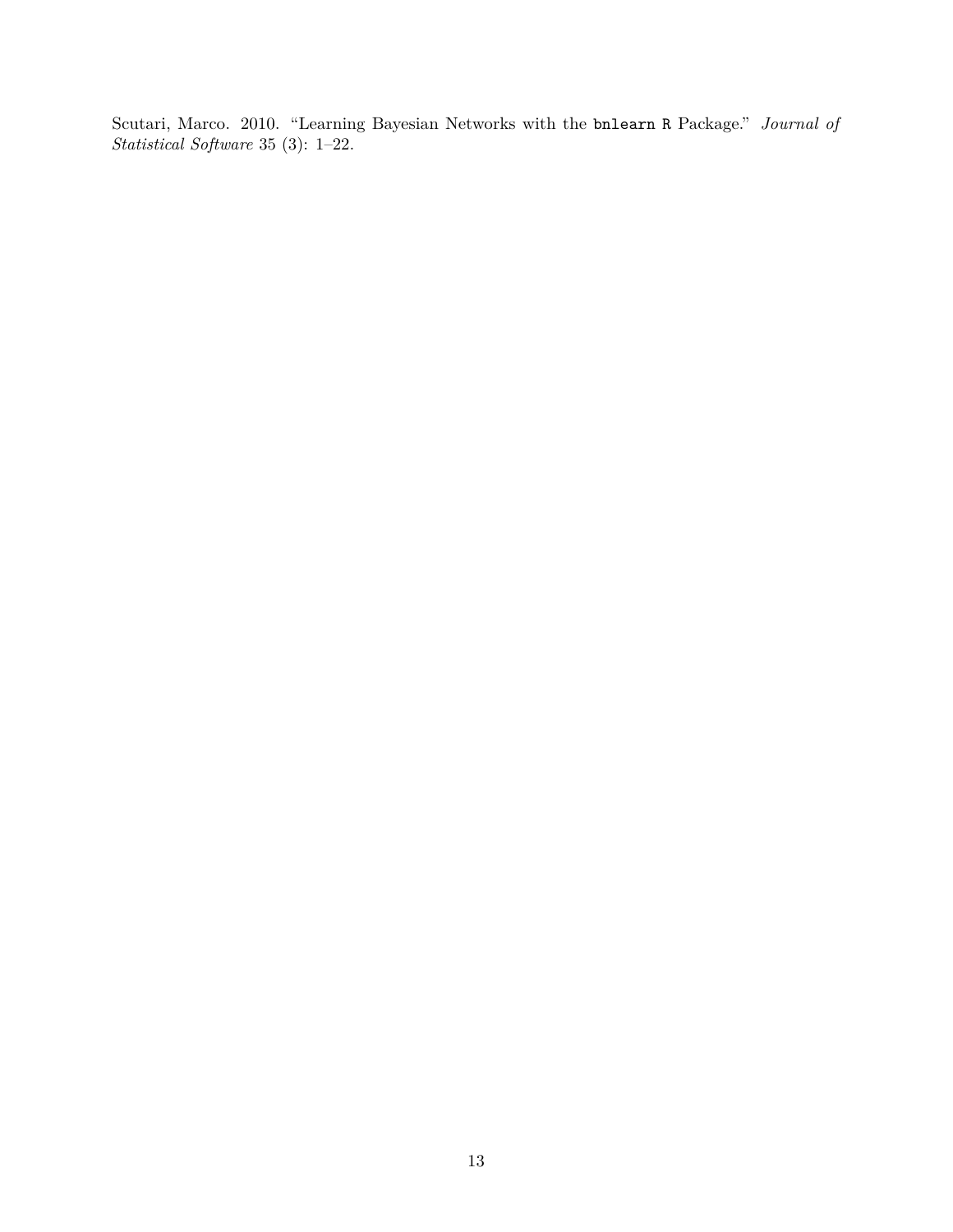Scutari, Marco. 2010. "Learning Bayesian Networks with the `bnlearn` `R` Package." *Journal of Statistical Software* 35 (3): 1–22.